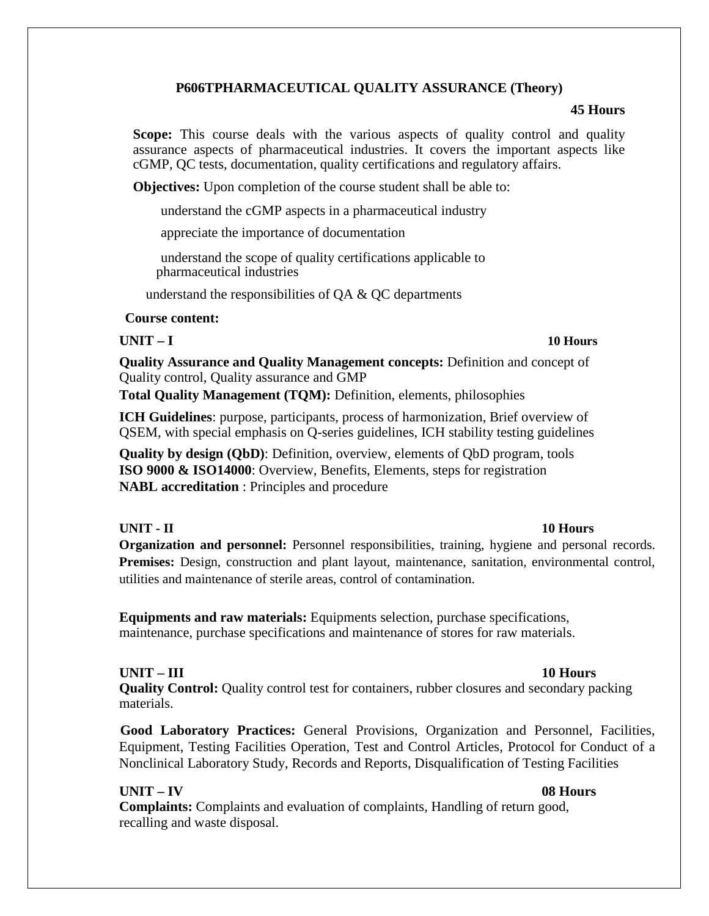# P606TPHARMACEUTICAL QUALITY ASSURANCE (Theory)

**45 Hours**

**Scope:** This course deals with the various aspects of quality control and quality assurance aspects of pharmaceutical industries. It covers the important aspects like cGMP, QC tests, documentation, quality certifications and regulatory affairs.

**Objectives:** Upon completion of the course student shall be able to:

- understand the cGMP aspects in a pharmaceutical industry
- appreciate the importance of documentation
- understand the scope of quality certifications applicable to pharmaceutical industries
- understand the responsibilities of QA & QC departments

**Course content:**

## UNIT – I — 10 Hours

**Quality Assurance and Quality Management concepts:** Definition and concept of Quality control, Quality assurance and GMP

**Total Quality Management (TQM):** Definition, elements, philosophies

**ICH Guidelines**: purpose, participants, process of harmonization, Brief overview of QSEM, with special emphasis on Q-series guidelines, ICH stability testing guidelines

**Quality by design (QbD)**: Definition, overview, elements of QbD program, tools
**ISO 9000 & ISO14000**: Overview, Benefits, Elements, steps for registration
**NABL accreditation** : Principles and procedure

## UNIT - II — 10 Hours

**Organization and personnel:** Personnel responsibilities, training, hygiene and personal records.
**Premises:** Design, construction and plant layout, maintenance, sanitation, environmental control, utilities and maintenance of sterile areas, control of contamination.

**Equipments and raw materials:** Equipments selection, purchase specifications, maintenance, purchase specifications and maintenance of stores for raw materials.

## UNIT – III — 10 Hours

**Quality Control:** Quality control test for containers, rubber closures and secondary packing materials.

**Good Laboratory Practices:** General Provisions, Organization and Personnel, Facilities, Equipment, Testing Facilities Operation, Test and Control Articles, Protocol for Conduct of a Nonclinical Laboratory Study, Records and Reports, Disqualification of Testing Facilities

## UNIT – IV — 08 Hours

**Complaints:** Complaints and evaluation of complaints, Handling of return good, recalling and waste disposal.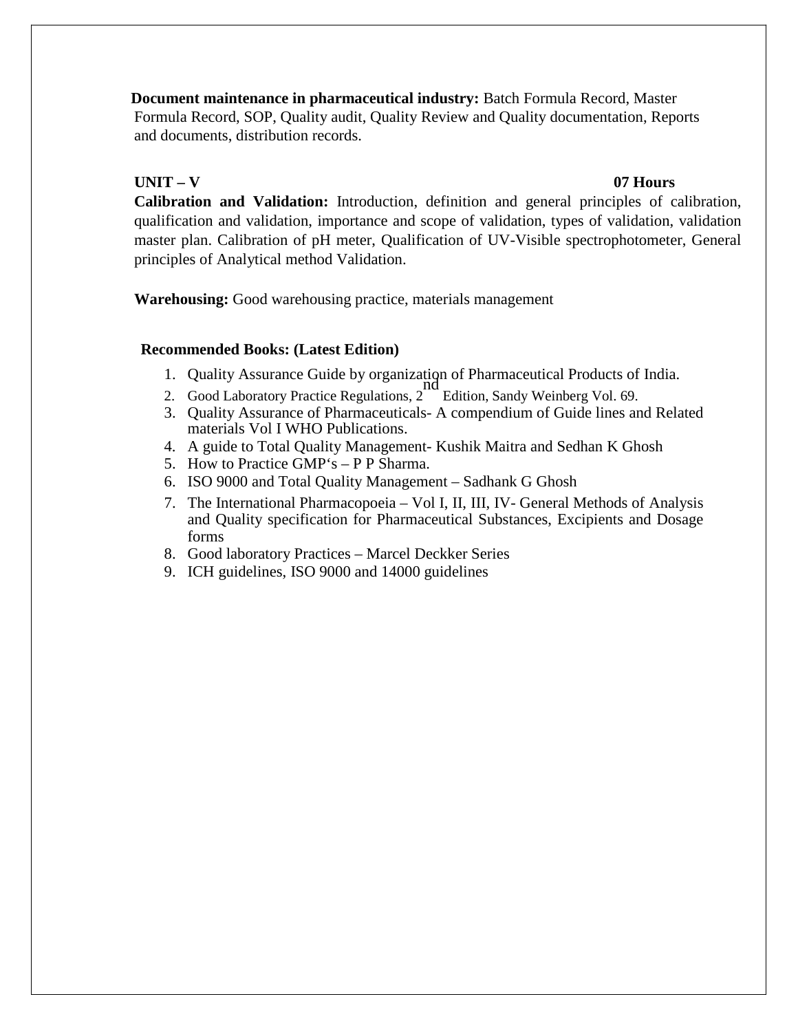**Document maintenance in pharmaceutical industry:** Batch Formula Record, Master Formula Record, SOP, Quality audit, Quality Review and Quality documentation, Reports and documents, distribution records.

**UNIT – V** **07 Hours**

**Calibration and Validation:** Introduction, definition and general principles of calibration, qualification and validation, importance and scope of validation, types of validation, validation master plan. Calibration of pH meter, Qualification of UV-Visible spectrophotometer, General principles of Analytical method Validation.

**Warehousing:** Good warehousing practice, materials management

**Recommended Books: (Latest Edition)**

1. Quality Assurance Guide by organization of Pharmaceutical Products of India.
2. Good Laboratory Practice Regulations, 2nd Edition, Sandy Weinberg Vol. 69.
3. Quality Assurance of Pharmaceuticals- A compendium of Guide lines and Related materials Vol I WHO Publications.
4. A guide to Total Quality Management- Kushik Maitra and Sedhan K Ghosh
5. How to Practice GMP's – P P Sharma.
6. ISO 9000 and Total Quality Management – Sadhank G Ghosh
7. The International Pharmacopoeia – Vol I, II, III, IV- General Methods of Analysis and Quality specification for Pharmaceutical Substances, Excipients and Dosage forms
8. Good laboratory Practices – Marcel Deckker Series
9. ICH guidelines, ISO 9000 and 14000 guidelines